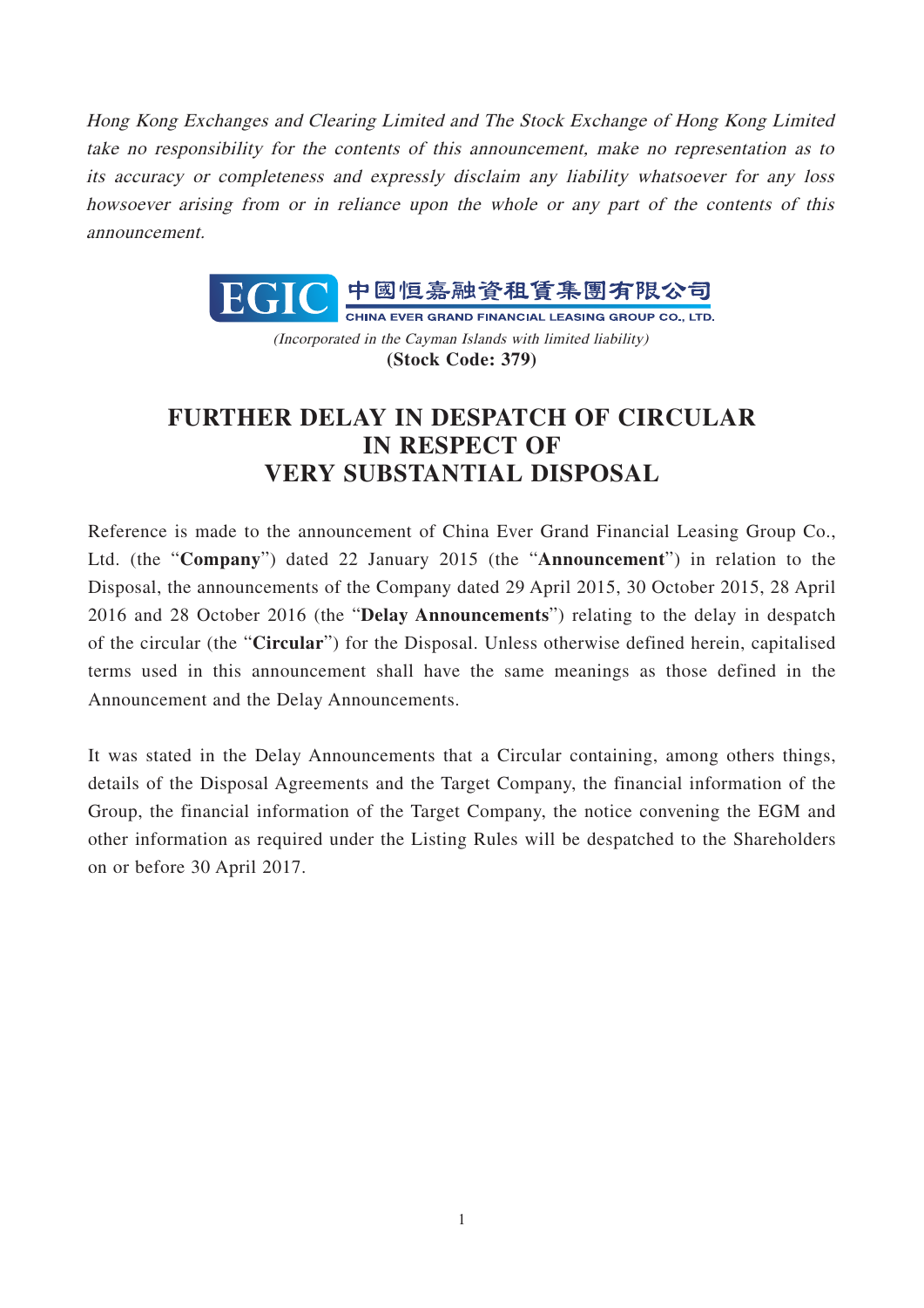*Hong Kong Exchanges and Clearing Limited and The Stock Exchange of Hong Kong Limited take no responsibility for the contents of this announcement, make no representation as to its accuracy or completeness and expressly disclaim any liability whatsoever for any loss howsoever arising from or in reliance upon the whole or any part of the contents of this announcement.*

EGIC 中國恒嘉融資租賃集團有限公司
CHINA EVER GRAND FINANCIAL LEASING GROUP CO., LTD.

*(Incorporated in the Cayman Islands with limited liability)*
**(Stock Code: 379)**

# FURTHER DELAY IN DESPATCH OF CIRCULAR IN RESPECT OF VERY SUBSTANTIAL DISPOSAL

Reference is made to the announcement of China Ever Grand Financial Leasing Group Co., Ltd. (the "**Company**") dated 22 January 2015 (the "**Announcement**") in relation to the Disposal, the announcements of the Company dated 29 April 2015, 30 October 2015, 28 April 2016 and 28 October 2016 (the "**Delay Announcements**") relating to the delay in despatch of the circular (the "**Circular**") for the Disposal. Unless otherwise defined herein, capitalised terms used in this announcement shall have the same meanings as those defined in the Announcement and the Delay Announcements.

It was stated in the Delay Announcements that a Circular containing, among others things, details of the Disposal Agreements and the Target Company, the financial information of the Group, the financial information of the Target Company, the notice convening the EGM and other information as required under the Listing Rules will be despatched to the Shareholders on or before 30 April 2017.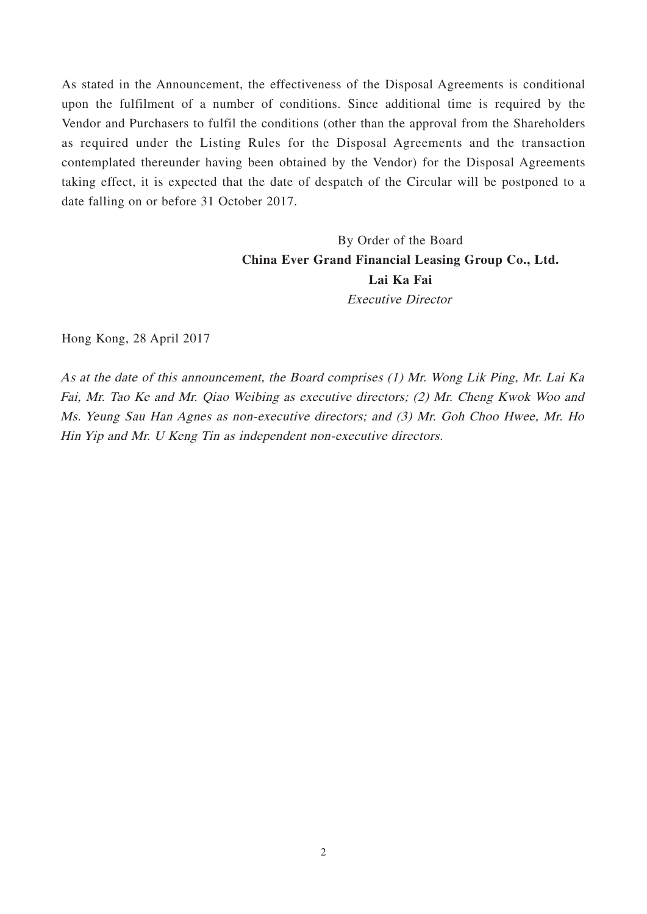As stated in the Announcement, the effectiveness of the Disposal Agreements is conditional upon the fulfilment of a number of conditions. Since additional time is required by the Vendor and Purchasers to fulfil the conditions (other than the approval from the Shareholders as required under the Listing Rules for the Disposal Agreements and the transaction contemplated thereunder having been obtained by the Vendor) for the Disposal Agreements taking effect, it is expected that the date of despatch of the Circular will be postponed to a date falling on or before 31 October 2017.

By Order of the Board
**China Ever Grand Financial Leasing Group Co., Ltd.**
**Lai Ka Fai**
*Executive Director*

Hong Kong, 28 April 2017

*As at the date of this announcement, the Board comprises (1) Mr. Wong Lik Ping, Mr. Lai Ka Fai, Mr. Tao Ke and Mr. Qiao Weibing as executive directors; (2) Mr. Cheng Kwok Woo and Ms. Yeung Sau Han Agnes as non-executive directors; and (3) Mr. Goh Choo Hwee, Mr. Ho Hin Yip and Mr. U Keng Tin as independent non-executive directors.*